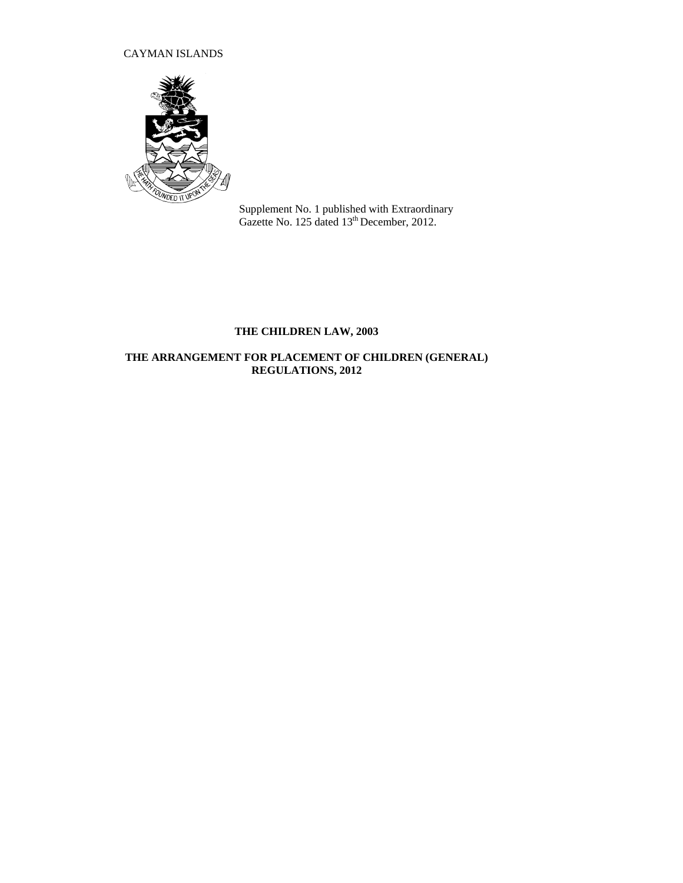CAYMAN ISLANDS

Supplement No. 1 published with Extraordinary Gazette No. 125 dated 13th December, 2012.

**THE CHILDREN LAW, 2003**

**THE ARRANGEMENT FOR PLACEMENT OF CHILDREN (GENERAL) REGULATIONS, 2012**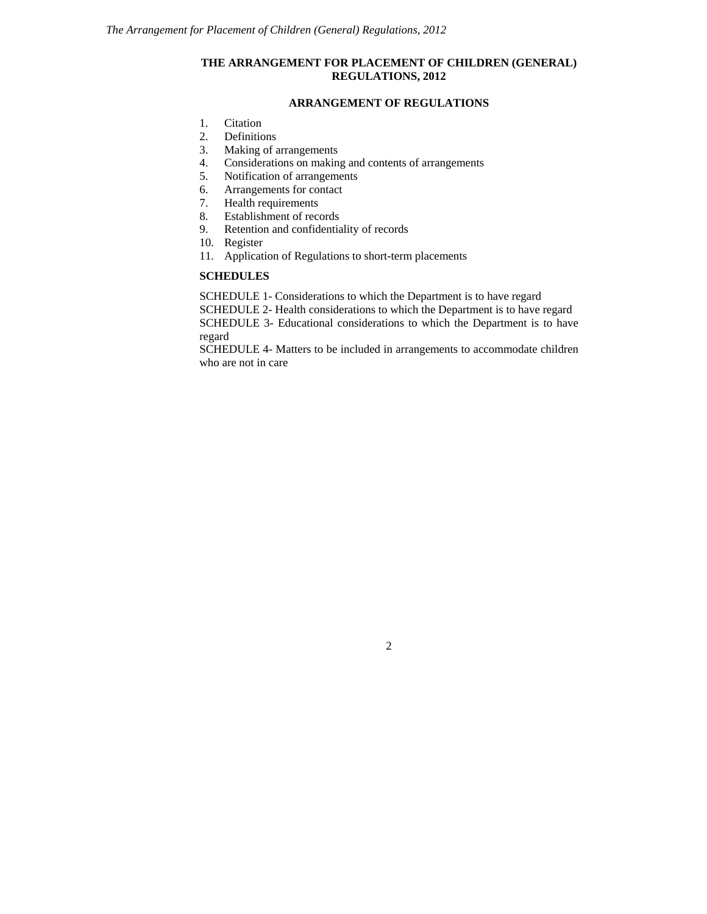# THE ARRANGEMENT FOR PLACEMENT OF CHILDREN (GENERAL) REGULATIONS, 2012

## ARRANGEMENT OF REGULATIONS

1. Citation
2. Definitions
3. Making of arrangements
4. Considerations on making and contents of arrangements
5. Notification of arrangements
6. Arrangements for contact
7. Health requirements
8. Establishment of records
9. Retention and confidentiality of records
10. Register
11. Application of Regulations to short-term placements

**SCHEDULES**

SCHEDULE 1- Considerations to which the Department is to have regard

SCHEDULE 2- Health considerations to which the Department is to have regard

SCHEDULE 3- Educational considerations to which the Department is to have regard

SCHEDULE 4- Matters to be included in arrangements to accommodate children who are not in care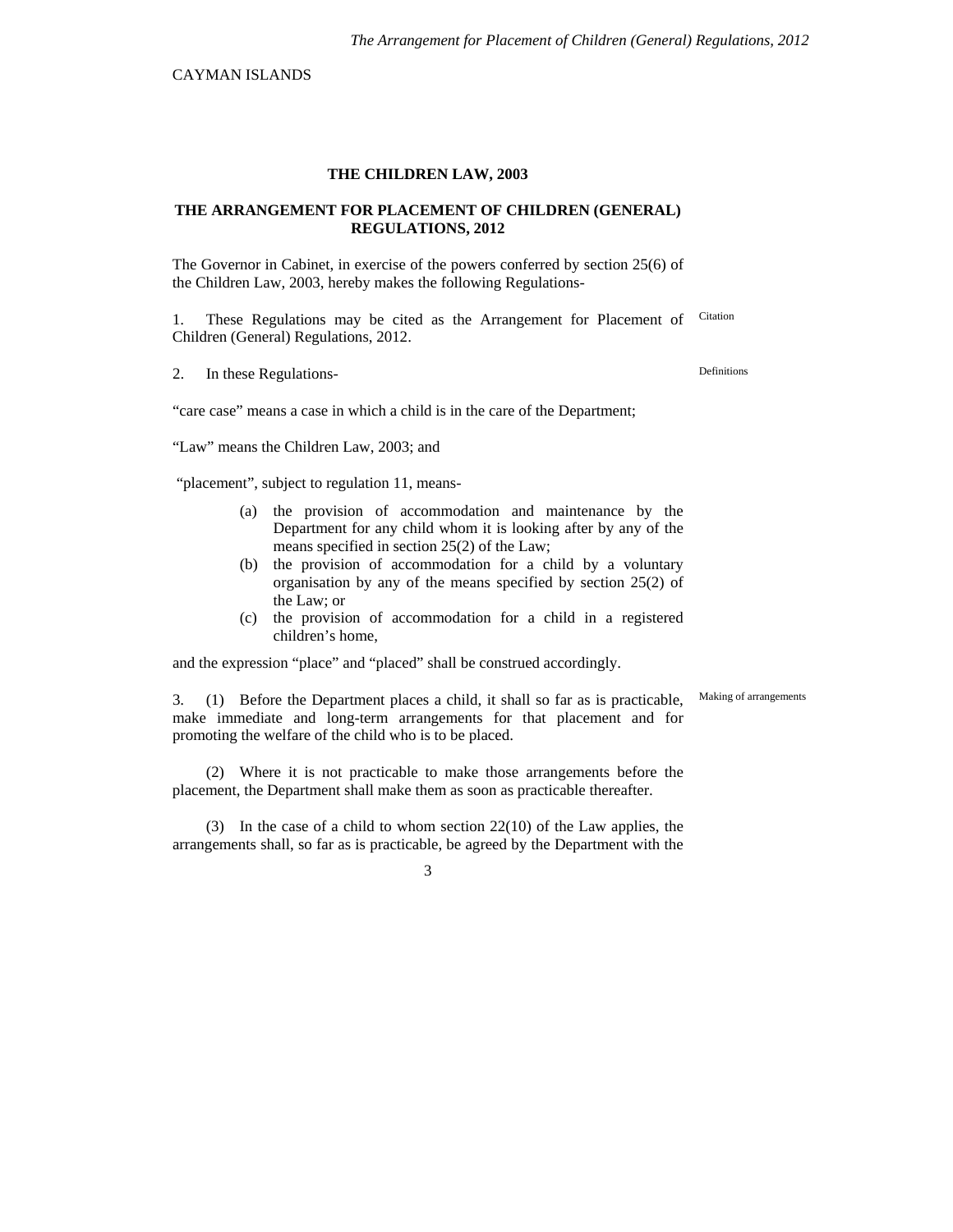CAYMAN ISLANDS

**THE CHILDREN LAW, 2003**

**THE ARRANGEMENT FOR PLACEMENT OF CHILDREN (GENERAL) REGULATIONS, 2012**

The Governor in Cabinet, in exercise of the powers conferred by section 25(6) of the Children Law, 2003, hereby makes the following Regulations-

1. These Regulations may be cited as the Arrangement for Placement of Children (General) Regulations, 2012. *Citation*

2. In these Regulations- *Definitions*

"care case" means a case in which a child is in the care of the Department;

"Law" means the Children Law, 2003; and

"placement", subject to regulation 11, means-

(a) the provision of accommodation and maintenance by the Department for any child whom it is looking after by any of the means specified in section 25(2) of the Law;
(b) the provision of accommodation for a child by a voluntary organisation by any of the means specified by section 25(2) of the Law; or
(c) the provision of accommodation for a child in a registered children's home,

and the expression "place" and "placed" shall be construed accordingly.

3. (1) Before the Department places a child, it shall so far as is practicable, make immediate and long-term arrangements for that placement and for promoting the welfare of the child who is to be placed. *Making of arrangements*

(2) Where it is not practicable to make those arrangements before the placement, the Department shall make them as soon as practicable thereafter.

(3) In the case of a child to whom section 22(10) of the Law applies, the arrangements shall, so far as is practicable, be agreed by the Department with the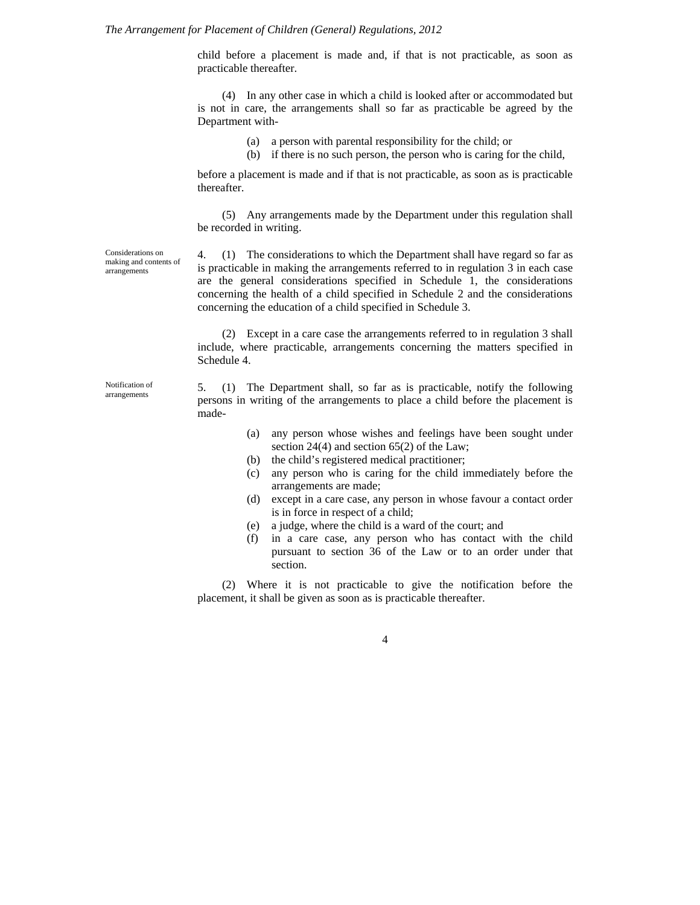child before a placement is made and, if that is not practicable, as soon as practicable thereafter.

(4) In any other case in which a child is looked after or accommodated but is not in care, the arrangements shall so far as practicable be agreed by the Department with-

(a) a person with parental responsibility for the child; or
(b) if there is no such person, the person who is caring for the child,

before a placement is made and if that is not practicable, as soon as is practicable thereafter.

(5) Any arrangements made by the Department under this regulation shall be recorded in writing.

*Considerations on making and contents of arrangements*

4. (1) The considerations to which the Department shall have regard so far as is practicable in making the arrangements referred to in regulation 3 in each case are the general considerations specified in Schedule 1, the considerations concerning the health of a child specified in Schedule 2 and the considerations concerning the education of a child specified in Schedule 3.

(2) Except in a care case the arrangements referred to in regulation 3 shall include, where practicable, arrangements concerning the matters specified in Schedule 4.

*Notification of arrangements*

5. (1) The Department shall, so far as is practicable, notify the following persons in writing of the arrangements to place a child before the placement is made-

(a) any person whose wishes and feelings have been sought under section 24(4) and section 65(2) of the Law;
(b) the child's registered medical practitioner;
(c) any person who is caring for the child immediately before the arrangements are made;
(d) except in a care case, any person in whose favour a contact order is in force in respect of a child;
(e) a judge, where the child is a ward of the court; and
(f) in a care case, any person who has contact with the child pursuant to section 36 of the Law or to an order under that section.

(2) Where it is not practicable to give the notification before the placement, it shall be given as soon as is practicable thereafter.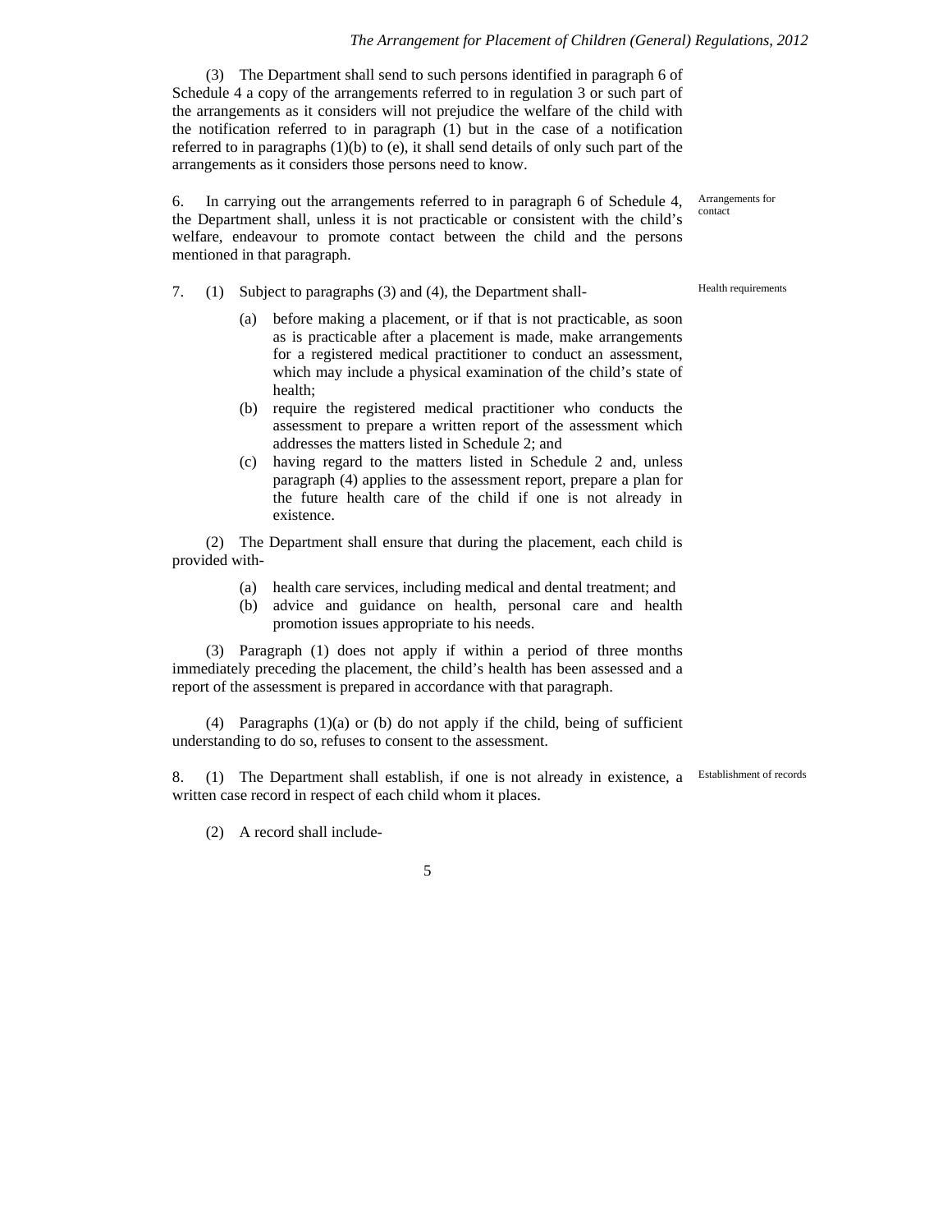(3) The Department shall send to such persons identified in paragraph 6 of Schedule 4 a copy of the arrangements referred to in regulation 3 or such part of the arrangements as it considers will not prejudice the welfare of the child with the notification referred to in paragraph (1) but in the case of a notification referred to in paragraphs (1)(b) to (e), it shall send details of only such part of the arrangements as it considers those persons need to know.

*Arrangements for contact*

6. In carrying out the arrangements referred to in paragraph 6 of Schedule 4, the Department shall, unless it is not practicable or consistent with the child's welfare, endeavour to promote contact between the child and the persons mentioned in that paragraph.

*Health requirements*

7. (1) Subject to paragraphs (3) and (4), the Department shall-

- (a) before making a placement, or if that is not practicable, as soon as is practicable after a placement is made, make arrangements for a registered medical practitioner to conduct an assessment, which may include a physical examination of the child's state of health;
- (b) require the registered medical practitioner who conducts the assessment to prepare a written report of the assessment which addresses the matters listed in Schedule 2; and
- (c) having regard to the matters listed in Schedule 2 and, unless paragraph (4) applies to the assessment report, prepare a plan for the future health care of the child if one is not already in existence.

(2) The Department shall ensure that during the placement, each child is provided with-

- (a) health care services, including medical and dental treatment; and
- (b) advice and guidance on health, personal care and health promotion issues appropriate to his needs.

(3) Paragraph (1) does not apply if within a period of three months immediately preceding the placement, the child's health has been assessed and a report of the assessment is prepared in accordance with that paragraph.

(4) Paragraphs (1)(a) or (b) do not apply if the child, being of sufficient understanding to do so, refuses to consent to the assessment.

*Establishment of records*

8. (1) The Department shall establish, if one is not already in existence, a written case record in respect of each child whom it places.

(2) A record shall include-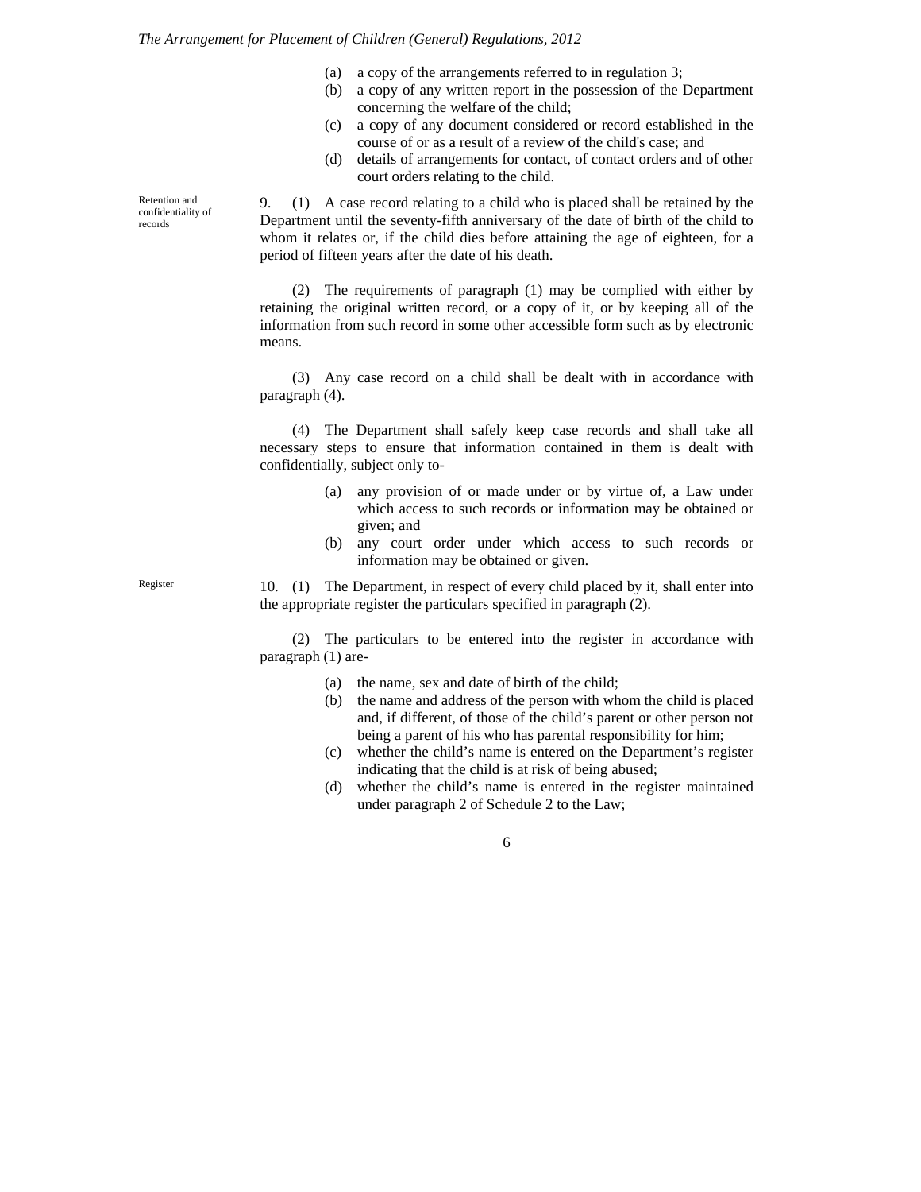(a) a copy of the arrangements referred to in regulation 3;
(b) a copy of any written report in the possession of the Department concerning the welfare of the child;
(c) a copy of any document considered or record established in the course of or as a result of a review of the child's case; and
(d) details of arrangements for contact, of contact orders and of other court orders relating to the child.

**Retention and confidentiality of records**

9. (1) A case record relating to a child who is placed shall be retained by the Department until the seventy-fifth anniversary of the date of birth of the child to whom it relates or, if the child dies before attaining the age of eighteen, for a period of fifteen years after the date of his death.

(2) The requirements of paragraph (1) may be complied with either by retaining the original written record, or a copy of it, or by keeping all of the information from such record in some other accessible form such as by electronic means.

(3) Any case record on a child shall be dealt with in accordance with paragraph (4).

(4) The Department shall safely keep case records and shall take all necessary steps to ensure that information contained in them is dealt with confidentially, subject only to-

(a) any provision of or made under or by virtue of, a Law under which access to such records or information may be obtained or given; and
(b) any court order under which access to such records or information may be obtained or given.

**Register**

10. (1) The Department, in respect of every child placed by it, shall enter into the appropriate register the particulars specified in paragraph (2).

(2) The particulars to be entered into the register in accordance with paragraph (1) are-

(a) the name, sex and date of birth of the child;
(b) the name and address of the person with whom the child is placed and, if different, of those of the child's parent or other person not being a parent of his who has parental responsibility for him;
(c) whether the child's name is entered on the Department's register indicating that the child is at risk of being abused;
(d) whether the child's name is entered in the register maintained under paragraph 2 of Schedule 2 to the Law;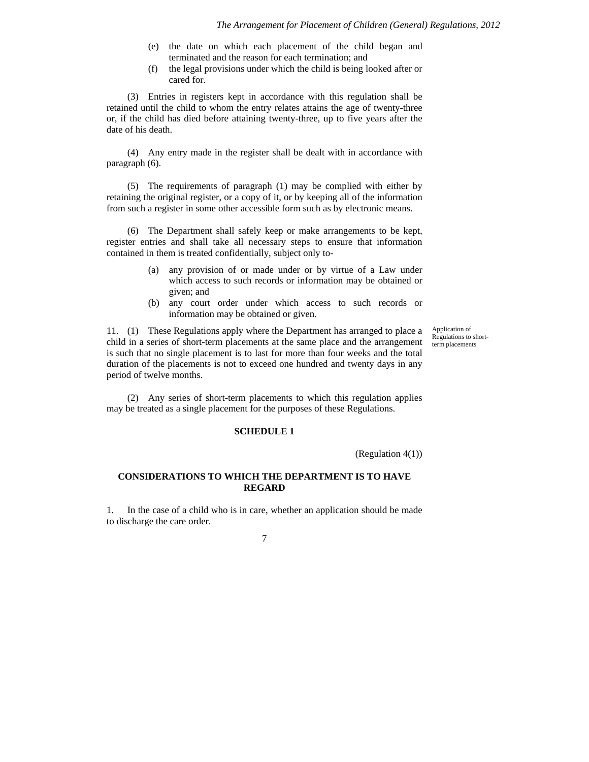(e) the date on which each placement of the child began and terminated and the reason for each termination; and

(f) the legal provisions under which the child is being looked after or cared for.

(3) Entries in registers kept in accordance with this regulation shall be retained until the child to whom the entry relates attains the age of twenty-three or, if the child has died before attaining twenty-three, up to five years after the date of his death.

(4) Any entry made in the register shall be dealt with in accordance with paragraph (6).

(5) The requirements of paragraph (1) may be complied with either by retaining the original register, or a copy of it, or by keeping all of the information from such a register in some other accessible form such as by electronic means.

(6) The Department shall safely keep or make arrangements to be kept, register entries and shall take all necessary steps to ensure that information contained in them is treated confidentially, subject only to-

(a) any provision of or made under or by virtue of a Law under which access to such records or information may be obtained or given; and

(b) any court order under which access to such records or information may be obtained or given.

*Application of Regulations to short-term placements*

11. (1) These Regulations apply where the Department has arranged to place a child in a series of short-term placements at the same place and the arrangement is such that no single placement is to last for more than four weeks and the total duration of the placements is not to exceed one hundred and twenty days in any period of twelve months.

(2) Any series of short-term placements to which this regulation applies may be treated as a single placement for the purposes of these Regulations.

## SCHEDULE 1

(Regulation 4(1))

## CONSIDERATIONS TO WHICH THE DEPARTMENT IS TO HAVE REGARD

1. In the case of a child who is in care, whether an application should be made to discharge the care order.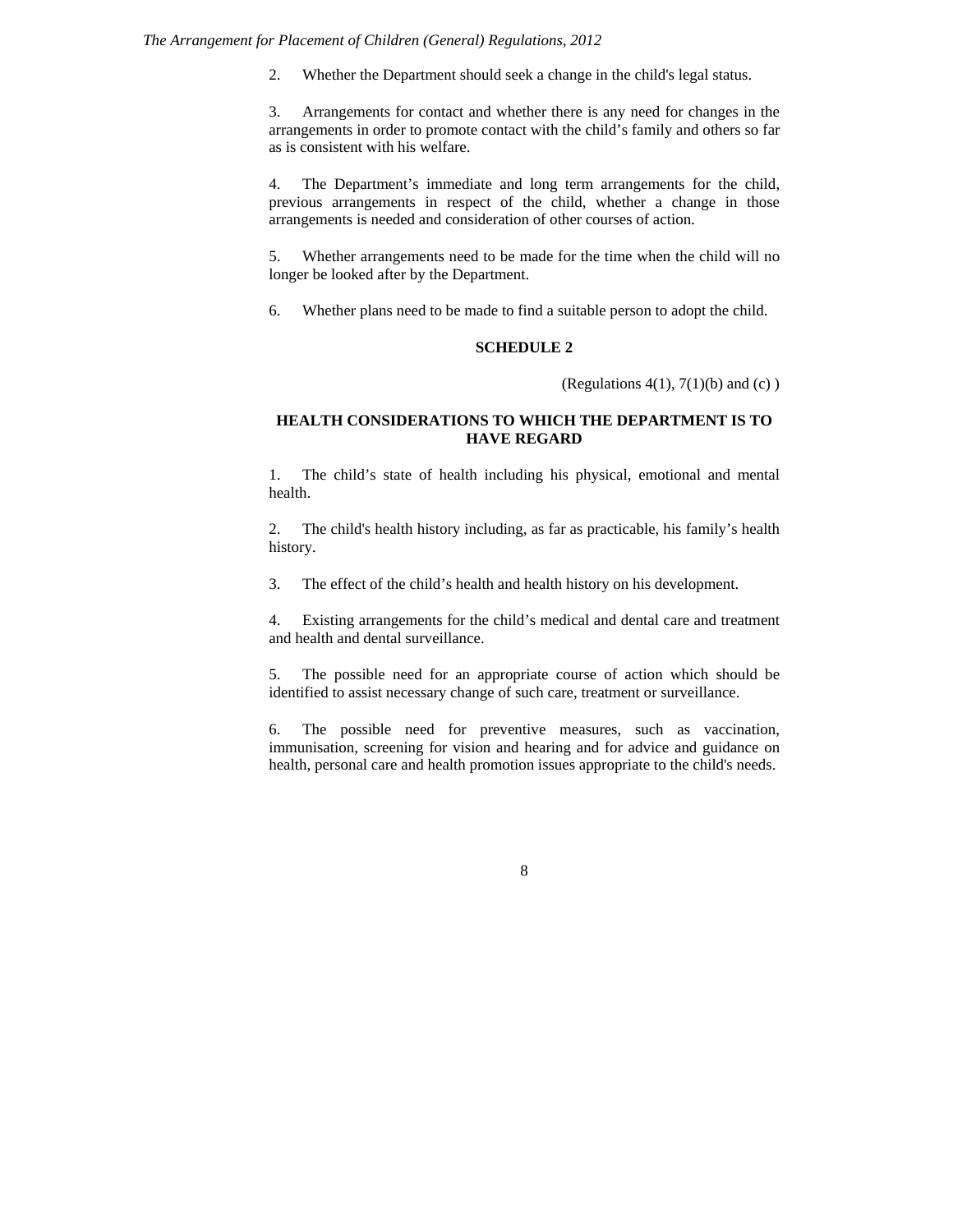2. Whether the Department should seek a change in the child's legal status.

3. Arrangements for contact and whether there is any need for changes in the arrangements in order to promote contact with the child's family and others so far as is consistent with his welfare.

4. The Department's immediate and long term arrangements for the child, previous arrangements in respect of the child, whether a change in those arrangements is needed and consideration of other courses of action.

5. Whether arrangements need to be made for the time when the child will no longer be looked after by the Department.

6. Whether plans need to be made to find a suitable person to adopt the child.

**SCHEDULE 2**

(Regulations 4(1), 7(1)(b) and (c) )

**HEALTH CONSIDERATIONS TO WHICH THE DEPARTMENT IS TO HAVE REGARD**

1. The child's state of health including his physical, emotional and mental health.

2. The child's health history including, as far as practicable, his family's health history.

3. The effect of the child's health and health history on his development.

4. Existing arrangements for the child's medical and dental care and treatment and health and dental surveillance.

5. The possible need for an appropriate course of action which should be identified to assist necessary change of such care, treatment or surveillance.

6. The possible need for preventive measures, such as vaccination, immunisation, screening for vision and hearing and for advice and guidance on health, personal care and health promotion issues appropriate to the child's needs.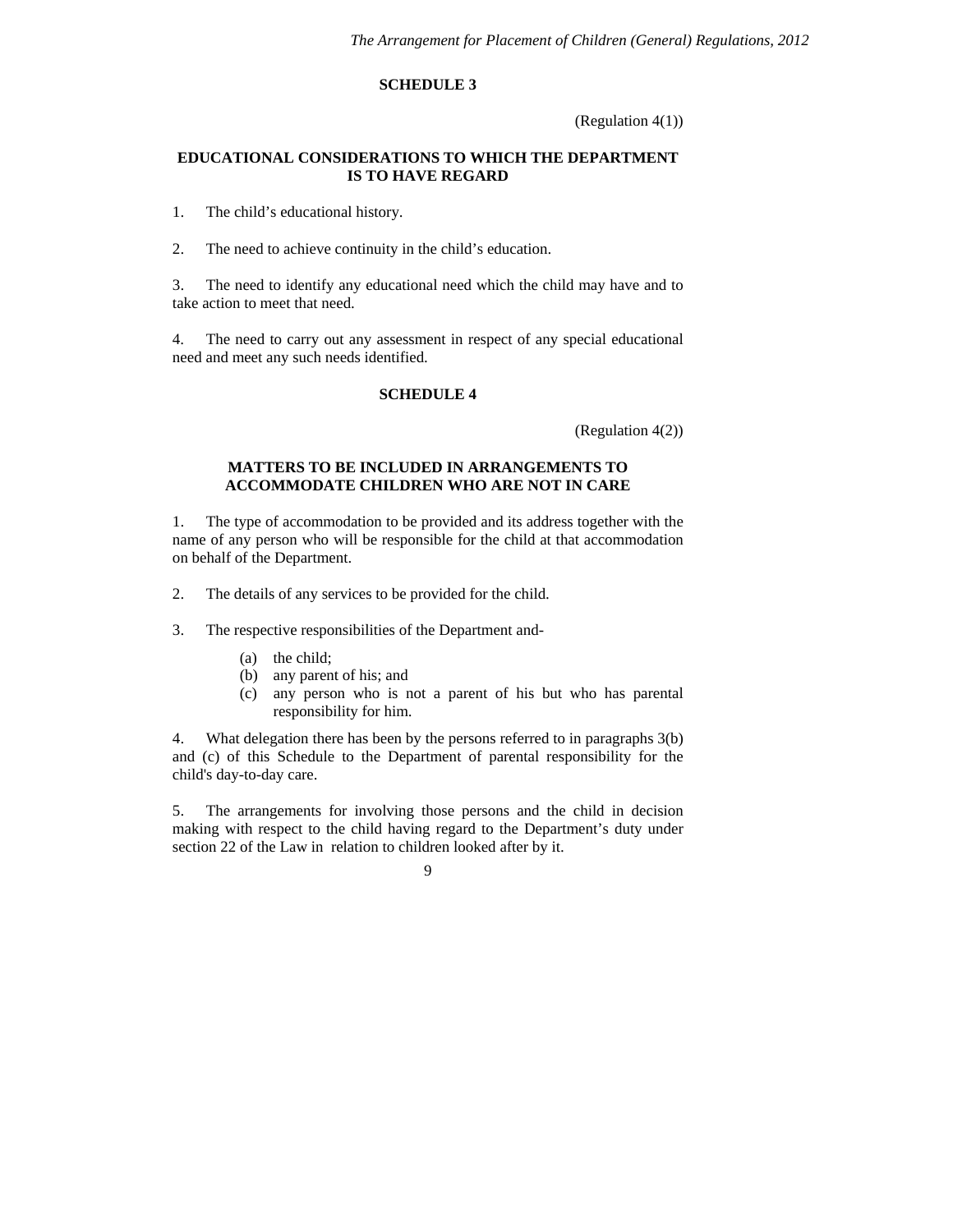## SCHEDULE 3

(Regulation 4(1))

### EDUCATIONAL CONSIDERATIONS TO WHICH THE DEPARTMENT IS TO HAVE REGARD

1. The child's educational history.

2. The need to achieve continuity in the child's education.

3. The need to identify any educational need which the child may have and to take action to meet that need.

4. The need to carry out any assessment in respect of any special educational need and meet any such needs identified.

## SCHEDULE 4

(Regulation 4(2))

### MATTERS TO BE INCLUDED IN ARRANGEMENTS TO ACCOMMODATE CHILDREN WHO ARE NOT IN CARE

1. The type of accommodation to be provided and its address together with the name of any person who will be responsible for the child at that accommodation on behalf of the Department.

2. The details of any services to be provided for the child.

3. The respective responsibilities of the Department and-

   (a) the child;
   (b) any parent of his; and
   (c) any person who is not a parent of his but who has parental responsibility for him.

4. What delegation there has been by the persons referred to in paragraphs 3(b) and (c) of this Schedule to the Department of parental responsibility for the child's day-to-day care.

5. The arrangements for involving those persons and the child in decision making with respect to the child having regard to the Department's duty under section 22 of the Law in relation to children looked after by it.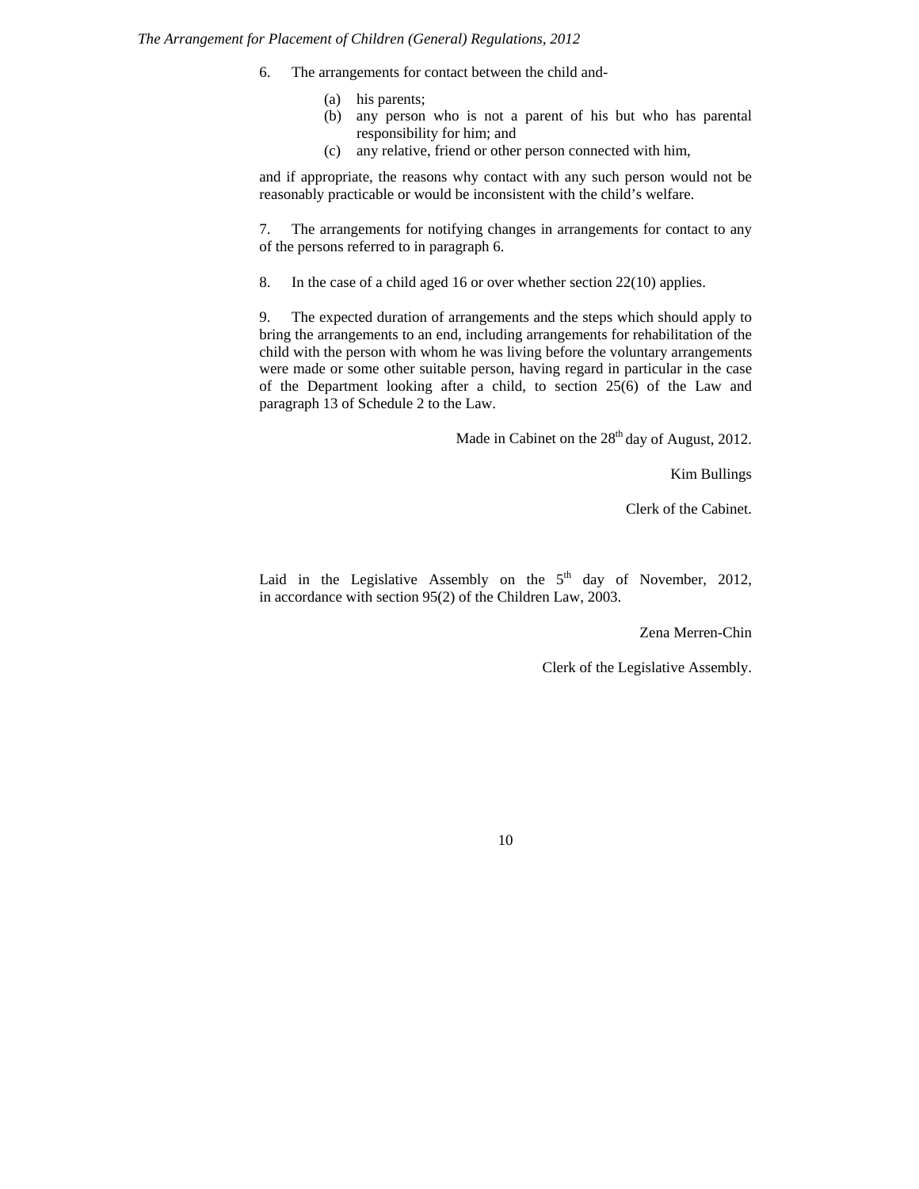6. The arrangements for contact between the child and-

   (a) his parents;
   (b) any person who is not a parent of his but who has parental responsibility for him; and
   (c) any relative, friend or other person connected with him,

and if appropriate, the reasons why contact with any such person would not be reasonably practicable or would be inconsistent with the child's welfare.

7. The arrangements for notifying changes in arrangements for contact to any of the persons referred to in paragraph 6.

8. In the case of a child aged 16 or over whether section 22(10) applies.

9. The expected duration of arrangements and the steps which should apply to bring the arrangements to an end, including arrangements for rehabilitation of the child with the person with whom he was living before the voluntary arrangements were made or some other suitable person, having regard in particular in the case of the Department looking after a child, to section 25(6) of the Law and paragraph 13 of Schedule 2 to the Law.

Made in Cabinet on the 28th day of August, 2012.

Kim Bullings

Clerk of the Cabinet.

Laid in the Legislative Assembly on the 5th day of November, 2012, in accordance with section 95(2) of the Children Law, 2003.

Zena Merren-Chin

Clerk of the Legislative Assembly.